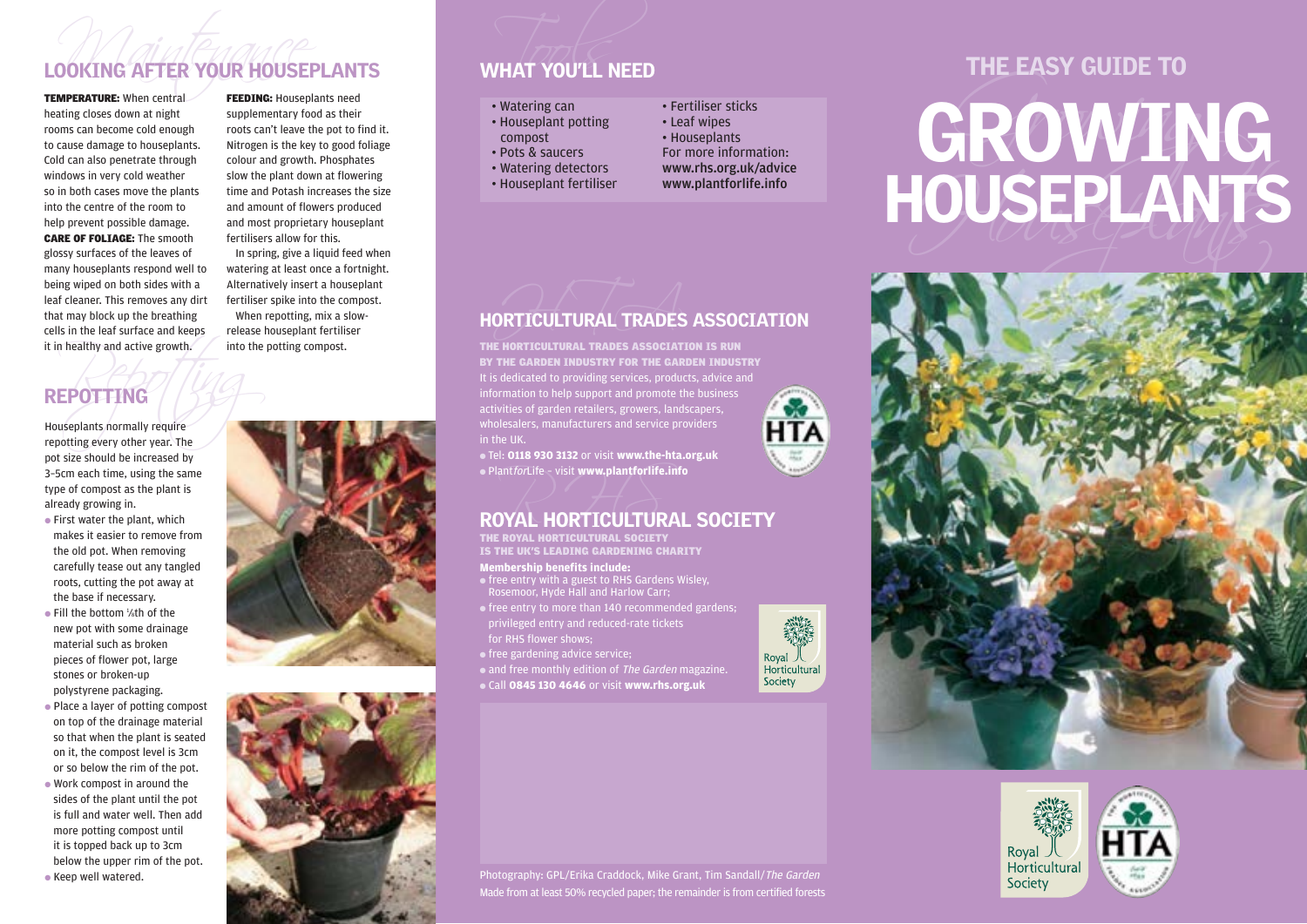## LOOKING AFTER YOUR HOUSEPLANTS

**TEMPERATURE:** When central heating closes down at night rooms can become cold enough to cause damage to houseplants. Cold can also penetrate through windows in very cold weather so in both cases move the plants into the centre of the room to help prevent possible damage.

**CARE OF FOLIAGE:** The smooth glossy surfaces of the leaves of many houseplants respond well to being wiped on both sides with a leaf cleaner. This removes any dirt that may block up the breathing cells in the leaf surface and keeps it in healthy and active growth.

**FEEDING:** Houseplants need supplementary food as their roots can't leave the pot to find it. Nitrogen is the key to good foliage colour and growth. Phosphates slow the plant down at flowering time and Potash increases the size and amount of flowers produced and most proprietary houseplant fertilisers allow for this.

In spring, give a liquid feed when watering at least once a fortnight. Alternatively insert a houseplant fertiliser spike into the compost.

When repotting, mix a slow-release houseplant fertiliser into the potting compost.

## REPOTTING

Houseplants normally require repotting every other year. The pot size should be increased by 3–5cm each time, using the same type of compost as the plant is already growing in.

- First water the plant, which makes it easier to remove from the old pot. When removing carefully tease out any tangled roots, cutting the pot away at the base if necessary.
- Fill the bottom ¼th of the new pot with some drainage material such as broken pieces of flower pot, large stones or broken-up polystyrene packaging.
- Place a layer of potting compost on top of the drainage material so that when the plant is seated on it, the compost level is 3cm or so below the rim of the pot.
- Work compost in around the sides of the plant until the pot is full and water well. Then add more potting compost until it is topped back up to 3cm below the upper rim of the pot.
- Keep well watered.

## WHAT YOU'LL NEED

- Watering can
- Houseplant potting compost
- Pots & saucers
- Watering detectors
- Houseplant fertiliser
- Fertiliser sticks
- Leaf wipes
- Houseplants

For more information:
www.rhs.org.uk/advice
www.plantforlife.info

## HORTICULTURAL TRADES ASSOCIATION

**THE HORTICULTURAL TRADES ASSOCIATION IS RUN BY THE GARDEN INDUSTRY FOR THE GARDEN INDUSTRY**

It is dedicated to providing services, products, advice and information to help support and promote the business activities of garden retailers, growers, landscapers, wholesalers, manufacturers and service providers in the UK.

- Tel: **0118 930 3132** or visit **www.the-hta.org.uk**
- Plant*for*Life – visit **www.plantforlife.info**

## ROYAL HORTICULTURAL SOCIETY

**THE ROYAL HORTICULTURAL SOCIETY IS THE UK'S LEADING GARDENING CHARITY**

**Membership benefits include:**

- free entry with a guest to RHS Gardens Wisley, Rosemoor, Hyde Hall and Harlow Carr;
- free entry to more than 140 recommended gardens; privileged entry and reduced-rate tickets for RHS flower shows;
- free gardening advice service;
- and free monthly edition of *The Garden* magazine.
- Call **0845 130 4646** or visit **www.rhs.org.uk**

Photography: GPL/Erika Craddock, Mike Grant, Tim Sandall/*The Garden*
Made from at least 50% recycled paper; the remainder is from certified forests

# THE EASY GUIDE TO GROWING HOUSEPLANTS

Royal Horticultural Society

HTA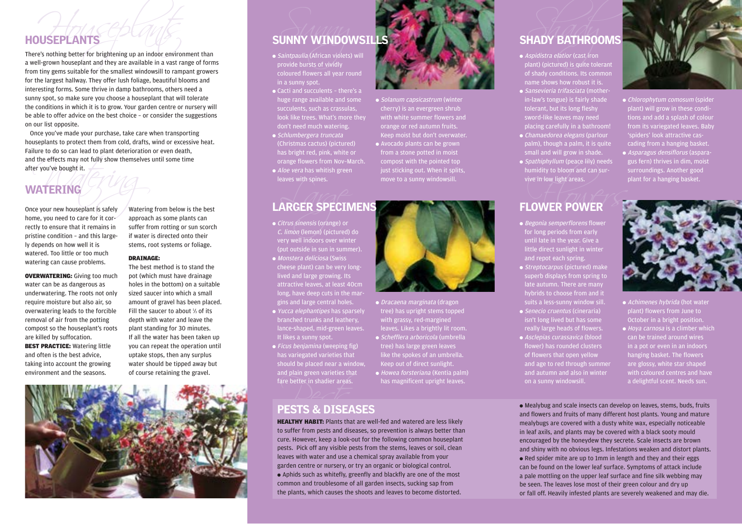## HOUSEPLANTS

There's nothing better for brightening up an indoor environment than a well-grown houseplant and they are available in a vast range of forms from tiny gems suitable for the smallest windowsill to rampant growers for the largest hallway. They offer lush foliage, beautiful blooms and interesting forms. Some thrive in damp bathrooms, others need a sunny spot, so make sure you choose a houseplant that will tolerate the conditions in which it is to grow. Your garden centre or nursery will be able to offer advice on the best choice – or consider the suggestions on our list opposite.

Once you've made your purchase, take care when transporting houseplants to protect them from cold, drafts, wind or excessive heat. Failure to do so can lead to plant deterioration or even death, and the effects may not fully show themselves until some time after you've bought it.

## WATERING

Once your new houseplant is safely home, you need to care for it correctly to ensure that it remains in pristine condition – and this largely depends on how well it is watered. Too little or too much watering can cause problems.

**OVERWATERING:** Giving too much water can be as dangerous as underwatering. The roots not only require moisture but also air, so overwatering leads to the forcible removal of air from the potting compost so the houseplant's roots are killed by suffocation.

**BEST PRACTICE:** Watering little and often is the best advice, taking into account the growing environment and the seasons.

Watering from below is the best approach as some plants can suffer from rotting or sun scorch if water is directed onto their stems, root systems or foliage.

**DRAINAGE:**

The best method is to stand the pot (which must have drainage holes in the bottom) on a suitable sized saucer into which a small amount of gravel has been placed. Fill the saucer to about ⅓ of its depth with water and leave the plant standing for 30 minutes. If all the water has been taken up you can repeat the operation until uptake stops, then any surplus water should be tipped away but of course retaining the gravel.

## SUNNY WINDOWSILLS

- *Saintpaulia* (African violets) will provide bursts of vividly coloured flowers all year round in a sunny spot.
- Cacti and succulents – there's a huge range available and some succulents, such as crassulas, look like trees. What's more they don't need much watering.
- *Schlumbergera truncata* (Christmas cactus) (pictured) has bright red, pink, white or orange flowers from Nov–March.
- *Aloe vera* has whitish green leaves with spines.
- *Solanum capsicastrum* (winter cherry) is an evergreen shrub with white summer flowers and orange or red autumn fruits. Keep moist but don't overwater.
- Avocado plants can be grown from a stone potted in moist compost with the pointed top just sticking out. When it splits, move to a sunny windowsill.

## LARGER SPECIMENS

- *Citrus sinensis* (orange) or *C. limon* (lemon) (pictured) do very well indoors over winter (put outside in sun in summer).
- *Monstera deliciosa* (Swiss cheese plant) can be very long-lived and large growing. Its attractive leaves, at least 40cm long, have deep cuts in the margins and large central holes.
- *Yucca elephantipes* has sparsely branched trunks and leathery, lance-shaped, mid-green leaves. It likes a sunny spot.
- *Ficus benjamina* (weeping fig) has variegated varieties that should be placed near a window, and plain green varieties that fare better in shadier areas.
- *Dracaena marginata* (dragon tree) has upright stems topped with grassy, red-margined leaves. Likes a brightly lit room.
- *Schefflera arboricola* (umbrella tree) has large green leaves like the spokes of an umbrella. Keep out of direct sunlight.
- *Howea forsteriana* (Kentia palm) has magnificent upright leaves.

## SHADY BATHROOMS

- *Aspidistra elatior* (cast iron plant) (pictured) is quite tolerant of shady conditions. Its common name shows how robust it is.
- *Sansevieria trifasciata* (mother-in-law's tongue) is fairly shade tolerant, but its long fleshy sword-like leaves may need placing carefully in a bathroom!
- *Chamaedorea elegans* (parlour palm), though a palm, it is quite small and will grow in shade.
- *Spathiphyllum* (peace lily) needs humidity to bloom and can survive in low light areas.
- *Chlorophytum comosum* (spider plant) will grow in these conditions and add a splash of colour from its variegated leaves. Baby 'spiders' look attractive cascading from a hanging basket.
- *Asparagus densiflorus* (asparagus fern) thrives in dim, moist surroundings. Another good plant for a hanging basket.

## FLOWER POWER

- *Begonia semperflorens* flower for long periods from early until late in the year. Give a little direct sunlight in winter and repot each spring.
- *Streptocarpus* (pictured) make superb displays from spring to late autumn. There are many hybrids to choose from and it suits a less-sunny window sill.
- *Senecio cruentus* (cineraria) isn't long lived but has some really large heads of flowers.
- *Asclepias curassavica* (blood flower) has rounded clusters of flowers that open yellow and age to red through summer and autumn and also in winter on a sunny windowsill.
- *Achimenes hybrida* (hot water plant) flowers from June to October in a bright position.
- *Hoya carnosa* is a climber which can be trained around wires in a pot or even in an indoors hanging basket. The flowers are glossy, white star shaped with coloured centres and have a delightful scent. Needs sun.

## PESTS & DISEASES

**HEALTHY HABIT:** Plants that are well-fed and watered are less likely to suffer from pests and diseases, so prevention is always better than cure. However, keep a look-out for the following common houseplant pests. Pick off any visible pests from the stems, leaves or soil, clean leaves with water and use a chemical spray available from your garden centre or nursery, or try an organic or biological control.

- Aphids such as whitefly, greenfly and blackfly are one of the most common and troublesome of all garden insects, sucking sap from the plants, which causes the shoots and leaves to become distorted.
- Mealybug and scale insects can develop on leaves, stems, buds, fruits and flowers and fruits of many different host plants. Young and mature mealybugs are covered with a dusty white wax, especially noticeable in leaf axils, and plants may be covered with a black sooty mould encouraged by the honeydew they secrete. Scale insects are brown and shiny with no obvious legs. Infestations weaken and distort plants.
- Red spider mite are up to 1mm in length and they and their eggs can be found on the lower leaf surface. Symptoms of attack include a pale mottling on the upper leaf surface and fine silk webbing may be seen. The leaves lose most of their green colour and dry up or fall off. Heavily infested plants are severely weakened and may die.